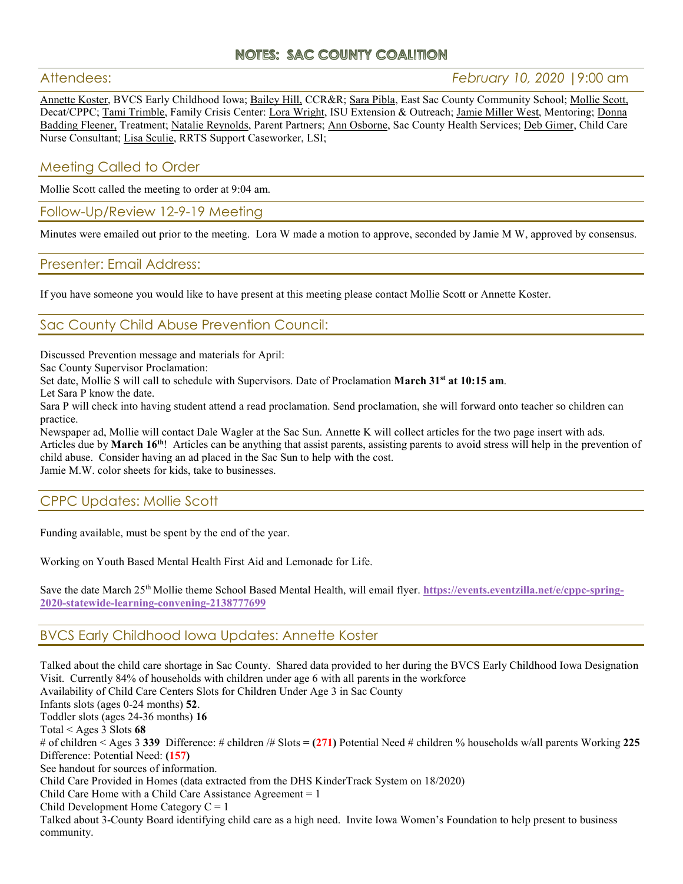# NOTES: SAC COUNTY COALITION

## Attendees: *February 10, 2020 |9:00 am*

Annette Koster, BVCS Early Childhood Iowa; Bailey Hill, CCR&R; Sara Pibla, East Sac County Community School; Mollie Scott, Decat/CPPC; Tami Trimble, Family Crisis Center: Lora Wright, ISU Extension & Outreach; Jamie Miller West, Mentoring; Donna Badding Fleener, Treatment; Natalie Reynolds, Parent Partners; Ann Osborne, Sac County Health Services; Deb Gimer, Child Care Nurse Consultant; Lisa Sculie, RRTS Support Caseworker, LSI;

## Meeting Called to Order

Mollie Scott called the meeting to order at 9:04 am.

## Follow-Up/Review 12-9-19 Meeting

Minutes were emailed out prior to the meeting. Lora W made a motion to approve, seconded by Jamie M W, approved by consensus.

## Presenter: Email Address:

If you have someone you would like to have present at this meeting please contact Mollie Scott or Annette Koster.

## Sac County Child Abuse Prevention Council:

Discussed Prevention message and materials for April:
Sac County Supervisor Proclamation:
Set date, Mollie S will call to schedule with Supervisors. Date of Proclamation **March 31st at 10:15 am**.
Let Sara P know the date.
Sara P will check into having student attend a read proclamation. Send proclamation, she will forward onto teacher so children can practice.
Newspaper ad, Mollie will contact Dale Wagler at the Sac Sun. Annette K will collect articles for the two page insert with ads. Articles due by **March 16th**! Articles can be anything that assist parents, assisting parents to avoid stress will help in the prevention of child abuse. Consider having an ad placed in the Sac Sun to help with the cost.
Jamie M.W. color sheets for kids, take to businesses.

## CPPC Updates: Mollie Scott

Funding available, must be spent by the end of the year.

Working on Youth Based Mental Health First Aid and Lemonade for Life.

Save the date March 25th Mollie theme School Based Mental Health, will email flyer. **https://events.eventzilla.net/e/cppc-spring-2020-statewide-learning-convening-2138777699**

## BVCS Early Childhood Iowa Updates: Annette Koster

Talked about the child care shortage in Sac County. Shared data provided to her during the BVCS Early Childhood Iowa Designation Visit. Currently 84% of households with children under age 6 with all parents in the workforce
Availability of Child Care Centers Slots for Children Under Age 3 in Sac County
Infants slots (ages 0-24 months) **52**.
Toddler slots (ages 24-36 months) **16**
Total < Ages 3 Slots **68**
\# of children < Ages 3 **339** Difference: # children /# Slots **= (271)** Potential Need # children % households w/all parents Working **225**
Difference: Potential Need: **(157)**
See handout for sources of information.
Child Care Provided in Homes (data extracted from the DHS KinderTrack System on 18/2020)
Child Care Home with a Child Care Assistance Agreement = 1
Child Development Home Category C = 1
Talked about 3-County Board identifying child care as a high need. Invite Iowa Women's Foundation to help present to business community.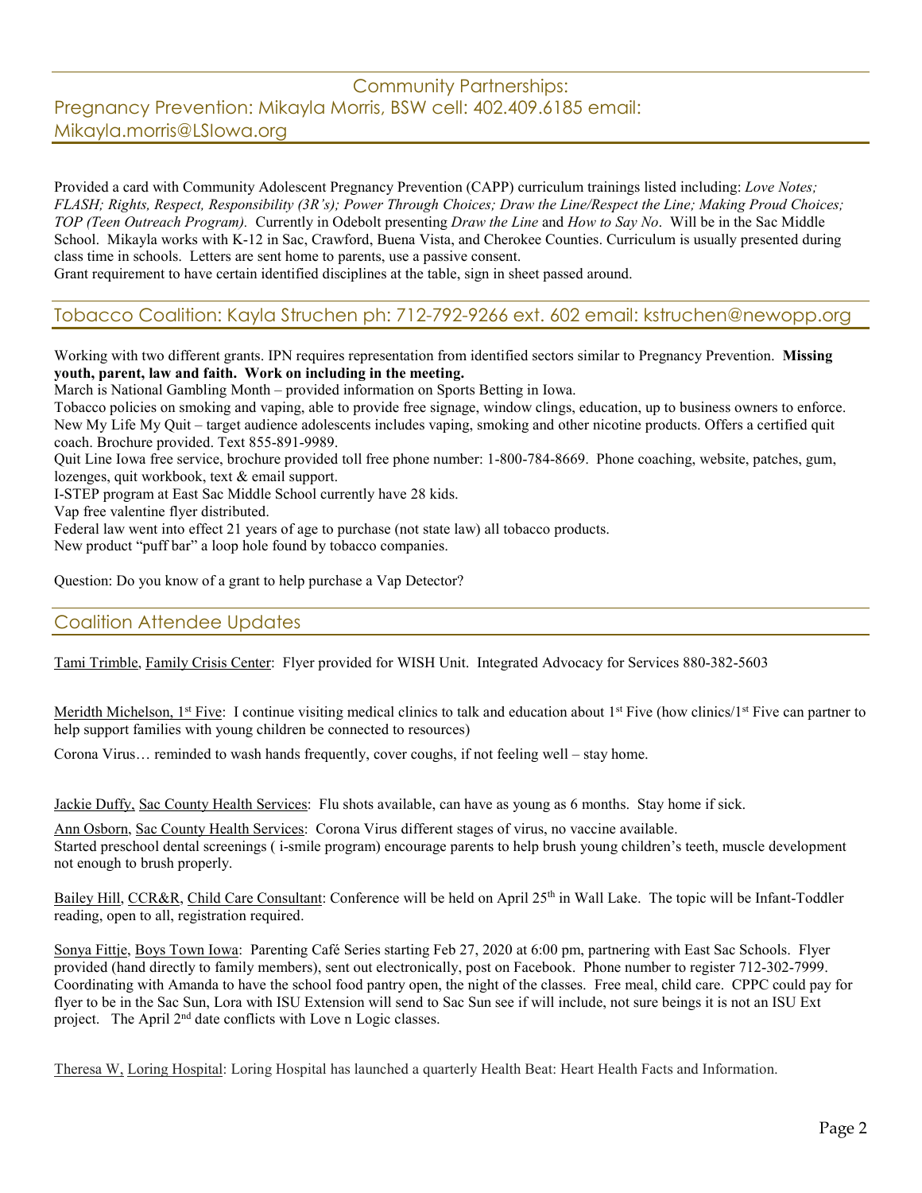## Community Partnerships: Pregnancy Prevention: Mikayla Morris, BSW cell: 402.409.6185 email: Mikayla.morris@LSIowa.org

Provided a card with Community Adolescent Pregnancy Prevention (CAPP) curriculum trainings listed including: *Love Notes; FLASH; Rights, Respect, Responsibility (3R's); Power Through Choices; Draw the Line/Respect the Line; Making Proud Choices; TOP (Teen Outreach Program).* Currently in Odebolt presenting *Draw the Line* and *How to Say No*. Will be in the Sac Middle School. Mikayla works with K-12 in Sac, Crawford, Buena Vista, and Cherokee Counties. Curriculum is usually presented during class time in schools. Letters are sent home to parents, use a passive consent.
Grant requirement to have certain identified disciplines at the table, sign in sheet passed around.

## Tobacco Coalition: Kayla Struchen ph: 712-792-9266 ext. 602 email: kstruchen@newopp.org

Working with two different grants. IPN requires representation from identified sectors similar to Pregnancy Prevention. **Missing youth, parent, law and faith. Work on including in the meeting.**
March is National Gambling Month – provided information on Sports Betting in Iowa.
Tobacco policies on smoking and vaping, able to provide free signage, window clings, education, up to business owners to enforce.
New My Life My Quit – target audience adolescents includes vaping, smoking and other nicotine products. Offers a certified quit coach. Brochure provided. Text 855-891-9989.
Quit Line Iowa free service, brochure provided toll free phone number: 1-800-784-8669. Phone coaching, website, patches, gum, lozenges, quit workbook, text & email support.
I-STEP program at East Sac Middle School currently have 28 kids.
Vap free valentine flyer distributed.
Federal law went into effect 21 years of age to purchase (not state law) all tobacco products.
New product "puff bar" a loop hole found by tobacco companies.

Question: Do you know of a grant to help purchase a Vap Detector?

## Coalition Attendee Updates

Tami Trimble, Family Crisis Center: Flyer provided for WISH Unit. Integrated Advocacy for Services 880-382-5603

Meridth Michelson, 1st Five: I continue visiting medical clinics to talk and education about 1st Five (how clinics/1st Five can partner to help support families with young children be connected to resources)

Corona Virus… reminded to wash hands frequently, cover coughs, if not feeling well – stay home.

Jackie Duffy, Sac County Health Services: Flu shots available, can have as young as 6 months. Stay home if sick.

Ann Osborn, Sac County Health Services: Corona Virus different stages of virus, no vaccine available.
Started preschool dental screenings ( i-smile program) encourage parents to help brush young children's teeth, muscle development not enough to brush properly.

Bailey Hill, CCR&R, Child Care Consultant: Conference will be held on April 25th in Wall Lake. The topic will be Infant-Toddler reading, open to all, registration required.

Sonya Fittje, Boys Town Iowa: Parenting Café Series starting Feb 27, 2020 at 6:00 pm, partnering with East Sac Schools. Flyer provided (hand directly to family members), sent out electronically, post on Facebook. Phone number to register 712-302-7999. Coordinating with Amanda to have the school food pantry open, the night of the classes. Free meal, child care. CPPC could pay for flyer to be in the Sac Sun, Lora with ISU Extension will send to Sac Sun see if will include, not sure beings it is not an ISU Ext project. The April 2nd date conflicts with Love n Logic classes.

Theresa W, Loring Hospital: Loring Hospital has launched a quarterly Health Beat: Heart Health Facts and Information.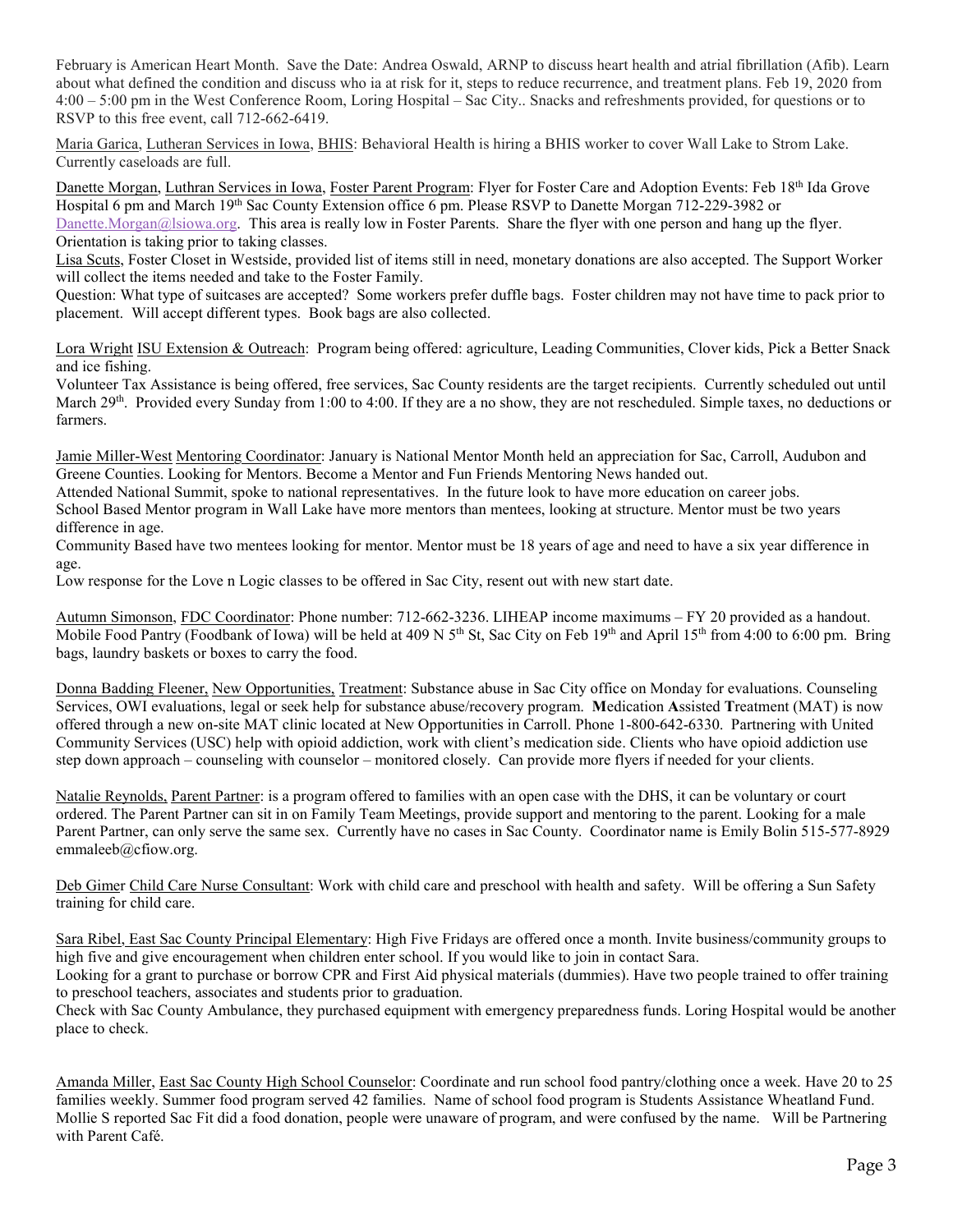February is American Heart Month. Save the Date: Andrea Oswald, ARNP to discuss heart health and atrial fibrillation (Afib). Learn about what defined the condition and discuss who ia at risk for it, steps to reduce recurrence, and treatment plans. Feb 19, 2020 from 4:00 – 5:00 pm in the West Conference Room, Loring Hospital – Sac City.. Snacks and refreshments provided, for questions or to RSVP to this free event, call 712-662-6419.

Maria Garica, Lutheran Services in Iowa, BHIS: Behavioral Health is hiring a BHIS worker to cover Wall Lake to Strom Lake. Currently caseloads are full.

Danette Morgan, Luthran Services in Iowa, Foster Parent Program: Flyer for Foster Care and Adoption Events: Feb 18th Ida Grove Hospital 6 pm and March 19th Sac County Extension office 6 pm. Please RSVP to Danette Morgan 712-229-3982 or Danette.Morgan@lsiowa.org. This area is really low in Foster Parents. Share the flyer with one person and hang up the flyer. Orientation is taking prior to taking classes.

Lisa Scuts, Foster Closet in Westside, provided list of items still in need, monetary donations are also accepted. The Support Worker will collect the items needed and take to the Foster Family.

Question: What type of suitcases are accepted? Some workers prefer duffle bags. Foster children may not have time to pack prior to placement. Will accept different types. Book bags are also collected.

Lora Wright ISU Extension & Outreach: Program being offered: agriculture, Leading Communities, Clover kids, Pick a Better Snack and ice fishing.

Volunteer Tax Assistance is being offered, free services, Sac County residents are the target recipients. Currently scheduled out until March 29th. Provided every Sunday from 1:00 to 4:00. If they are a no show, they are not rescheduled. Simple taxes, no deductions or farmers.

Jamie Miller-West Mentoring Coordinator: January is National Mentor Month held an appreciation for Sac, Carroll, Audubon and Greene Counties. Looking for Mentors. Become a Mentor and Fun Friends Mentoring News handed out.

Attended National Summit, spoke to national representatives. In the future look to have more education on career jobs.

School Based Mentor program in Wall Lake have more mentors than mentees, looking at structure. Mentor must be two years difference in age.

Community Based have two mentees looking for mentor. Mentor must be 18 years of age and need to have a six year difference in age.

Low response for the Love n Logic classes to be offered in Sac City, resent out with new start date.

Autumn Simonson, FDC Coordinator: Phone number: 712-662-3236. LIHEAP income maximums – FY 20 provided as a handout. Mobile Food Pantry (Foodbank of Iowa) will be held at 409 N 5th St, Sac City on Feb 19th and April 15th from 4:00 to 6:00 pm. Bring bags, laundry baskets or boxes to carry the food.

Donna Badding Fleener, New Opportunities, Treatment: Substance abuse in Sac City office on Monday for evaluations. Counseling Services, OWI evaluations, legal or seek help for substance abuse/recovery program. **M**edication **A**ssisted **T**reatment (MAT) is now offered through a new on-site MAT clinic located at New Opportunities in Carroll. Phone 1-800-642-6330. Partnering with United Community Services (USC) help with opioid addiction, work with client's medication side. Clients who have opioid addiction use step down approach – counseling with counselor – monitored closely. Can provide more flyers if needed for your clients.

Natalie Reynolds, Parent Partner: is a program offered to families with an open case with the DHS, it can be voluntary or court ordered. The Parent Partner can sit in on Family Team Meetings, provide support and mentoring to the parent. Looking for a male Parent Partner, can only serve the same sex. Currently have no cases in Sac County. Coordinator name is Emily Bolin 515-577-8929 emmaleeb@cfiow.org.

Deb Gimer Child Care Nurse Consultant: Work with child care and preschool with health and safety. Will be offering a Sun Safety training for child care.

Sara Ribel, East Sac County Principal Elementary: High Five Fridays are offered once a month. Invite business/community groups to high five and give encouragement when children enter school. If you would like to join in contact Sara.

Looking for a grant to purchase or borrow CPR and First Aid physical materials (dummies). Have two people trained to offer training to preschool teachers, associates and students prior to graduation.

Check with Sac County Ambulance, they purchased equipment with emergency preparedness funds. Loring Hospital would be another place to check.

Amanda Miller, East Sac County High School Counselor: Coordinate and run school food pantry/clothing once a week. Have 20 to 25 families weekly. Summer food program served 42 families. Name of school food program is Students Assistance Wheatland Fund. Mollie S reported Sac Fit did a food donation, people were unaware of program, and were confused by the name. Will be Partnering with Parent Café.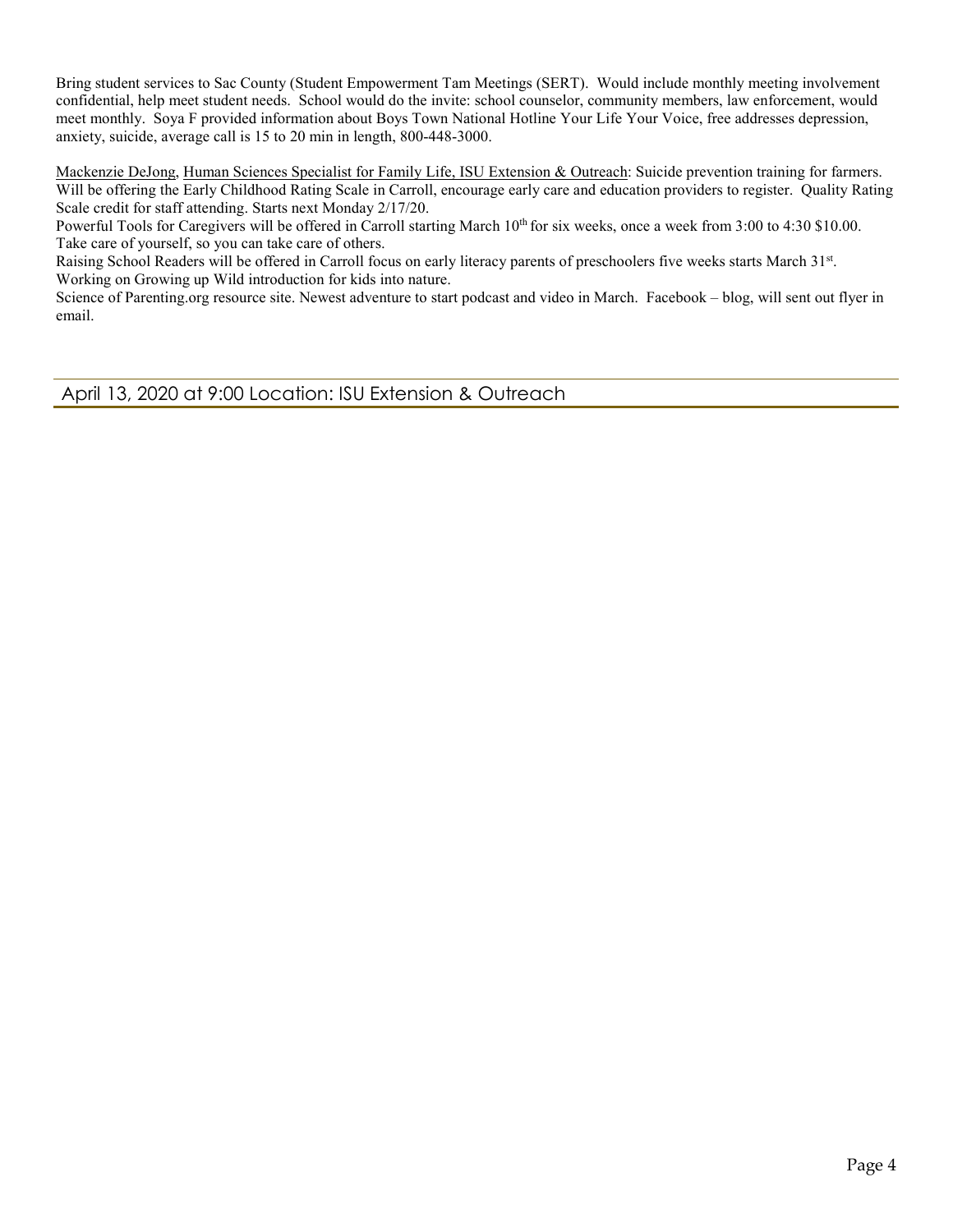Bring student services to Sac County (Student Empowerment Tam Meetings (SERT). Would include monthly meeting involvement confidential, help meet student needs. School would do the invite: school counselor, community members, law enforcement, would meet monthly. Soya F provided information about Boys Town National Hotline Your Life Your Voice, free addresses depression, anxiety, suicide, average call is 15 to 20 min in length, 800-448-3000.

Mackenzie DeJong, Human Sciences Specialist for Family Life, ISU Extension & Outreach: Suicide prevention training for farmers. Will be offering the Early Childhood Rating Scale in Carroll, encourage early care and education providers to register. Quality Rating Scale credit for staff attending. Starts next Monday 2/17/20.

Powerful Tools for Caregivers will be offered in Carroll starting March 10th for six weeks, once a week from 3:00 to 4:30 $10.00. Take care of yourself, so you can take care of others.

Raising School Readers will be offered in Carroll focus on early literacy parents of preschoolers five weeks starts March 31st. Working on Growing up Wild introduction for kids into nature.

Science of Parenting.org resource site. Newest adventure to start podcast and video in March. Facebook – blog, will sent out flyer in email.

## April 13, 2020 at 9:00 Location: ISU Extension & Outreach